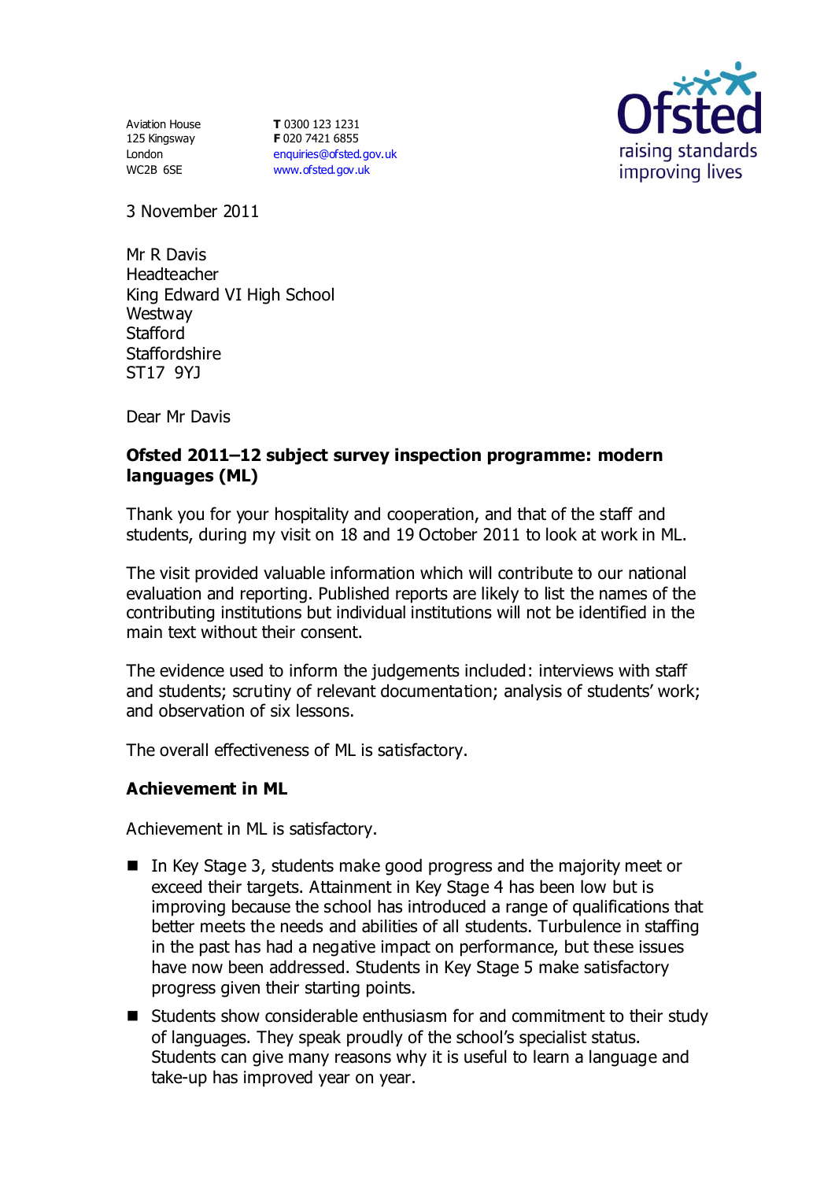Aviation House
125 Kingsway
London
WC2B 6SE

**T** 0300 123 1231
**F** 020 7421 6855
enquiries@ofsted.gov.uk
www.ofsted.gov.uk

Ofsted
raising standards
improving lives

3 November 2011

Mr R Davis
Headteacher
King Edward VI High School
Westway
Stafford
Staffordshire
ST17 9YJ

Dear Mr Davis

**Ofsted 2011–12 subject survey inspection programme: modern languages (ML)**

Thank you for your hospitality and cooperation, and that of the staff and students, during my visit on 18 and 19 October 2011 to look at work in ML.

The visit provided valuable information which will contribute to our national evaluation and reporting. Published reports are likely to list the names of the contributing institutions but individual institutions will not be identified in the main text without their consent.

The evidence used to inform the judgements included: interviews with staff and students; scrutiny of relevant documentation; analysis of students' work; and observation of six lessons.

The overall effectiveness of ML is satisfactory.

**Achievement in ML**

Achievement in ML is satisfactory.

- In Key Stage 3, students make good progress and the majority meet or exceed their targets. Attainment in Key Stage 4 has been low but is improving because the school has introduced a range of qualifications that better meets the needs and abilities of all students. Turbulence in staffing in the past has had a negative impact on performance, but these issues have now been addressed. Students in Key Stage 5 make satisfactory progress given their starting points.
- Students show considerable enthusiasm for and commitment to their study of languages. They speak proudly of the school's specialist status. Students can give many reasons why it is useful to learn a language and take-up has improved year on year.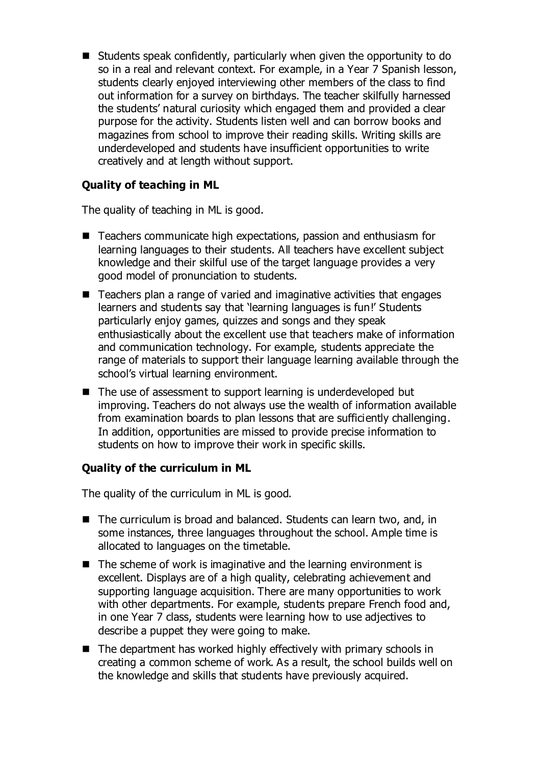- Students speak confidently, particularly when given the opportunity to do so in a real and relevant context. For example, in a Year 7 Spanish lesson, students clearly enjoyed interviewing other members of the class to find out information for a survey on birthdays. The teacher skilfully harnessed the students' natural curiosity which engaged them and provided a clear purpose for the activity. Students listen well and can borrow books and magazines from school to improve their reading skills. Writing skills are underdeveloped and students have insufficient opportunities to write creatively and at length without support.

### Quality of teaching in ML

The quality of teaching in ML is good.

- Teachers communicate high expectations, passion and enthusiasm for learning languages to their students. All teachers have excellent subject knowledge and their skilful use of the target language provides a very good model of pronunciation to students.
- Teachers plan a range of varied and imaginative activities that engages learners and students say that 'learning languages is fun!' Students particularly enjoy games, quizzes and songs and they speak enthusiastically about the excellent use that teachers make of information and communication technology. For example, students appreciate the range of materials to support their language learning available through the school's virtual learning environment.
- The use of assessment to support learning is underdeveloped but improving. Teachers do not always use the wealth of information available from examination boards to plan lessons that are sufficiently challenging. In addition, opportunities are missed to provide precise information to students on how to improve their work in specific skills.

### Quality of the curriculum in ML

The quality of the curriculum in ML is good.

- The curriculum is broad and balanced. Students can learn two, and, in some instances, three languages throughout the school. Ample time is allocated to languages on the timetable.
- The scheme of work is imaginative and the learning environment is excellent. Displays are of a high quality, celebrating achievement and supporting language acquisition. There are many opportunities to work with other departments. For example, students prepare French food and, in one Year 7 class, students were learning how to use adjectives to describe a puppet they were going to make.
- The department has worked highly effectively with primary schools in creating a common scheme of work. As a result, the school builds well on the knowledge and skills that students have previously acquired.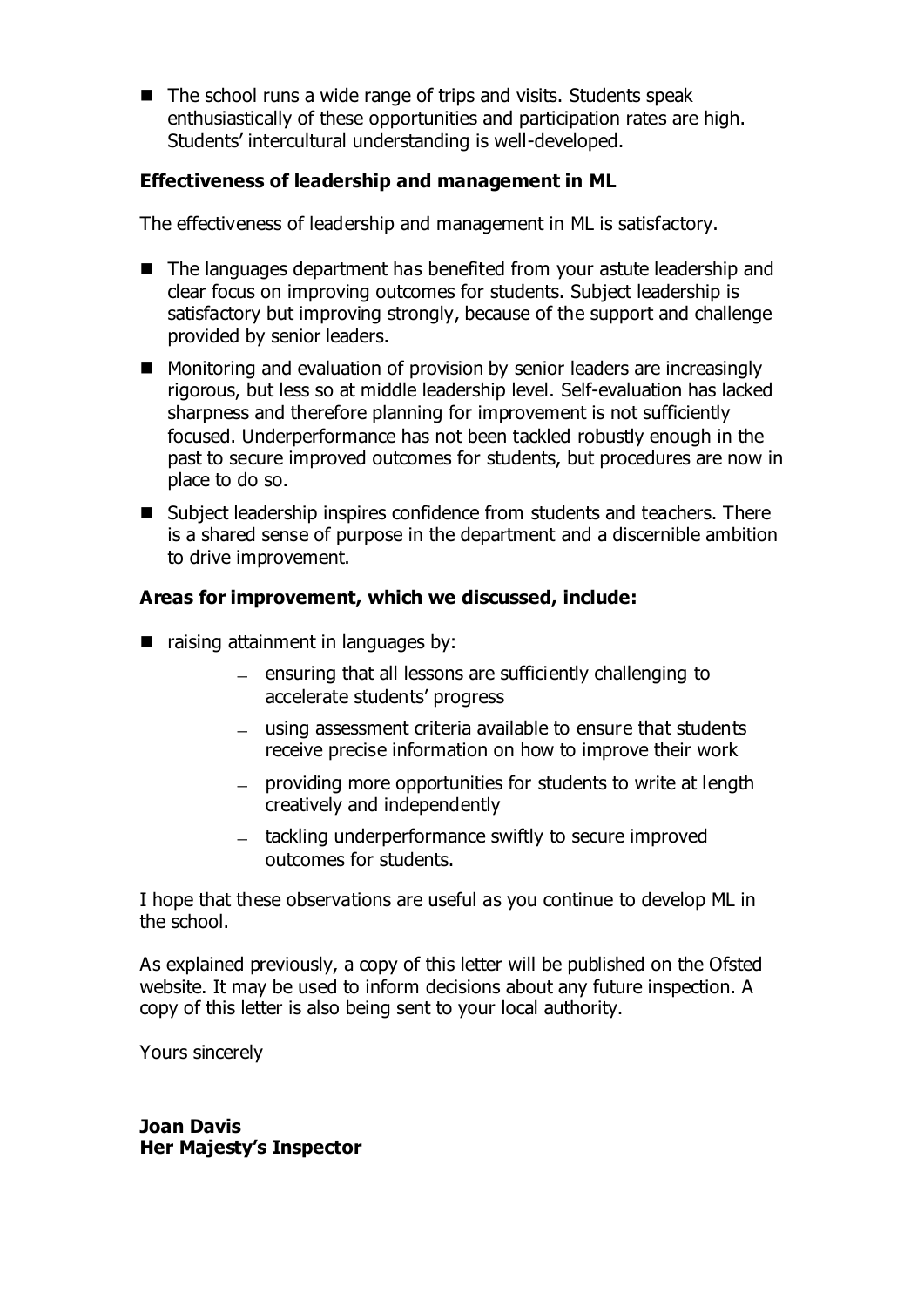- The school runs a wide range of trips and visits. Students speak enthusiastically of these opportunities and participation rates are high. Students' intercultural understanding is well-developed.

**Effectiveness of leadership and management in ML**

The effectiveness of leadership and management in ML is satisfactory.

- The languages department has benefited from your astute leadership and clear focus on improving outcomes for students. Subject leadership is satisfactory but improving strongly, because of the support and challenge provided by senior leaders.
- Monitoring and evaluation of provision by senior leaders are increasingly rigorous, but less so at middle leadership level. Self-evaluation has lacked sharpness and therefore planning for improvement is not sufficiently focused. Underperformance has not been tackled robustly enough in the past to secure improved outcomes for students, but procedures are now in place to do so.
- Subject leadership inspires confidence from students and teachers. There is a shared sense of purpose in the department and a discernible ambition to drive improvement.

**Areas for improvement, which we discussed, include:**

- raising attainment in languages by:
  - ensuring that all lessons are sufficiently challenging to accelerate students' progress
  - using assessment criteria available to ensure that students receive precise information on how to improve their work
  - providing more opportunities for students to write at length creatively and independently
  - tackling underperformance swiftly to secure improved outcomes for students.

I hope that these observations are useful as you continue to develop ML in the school.

As explained previously, a copy of this letter will be published on the Ofsted website. It may be used to inform decisions about any future inspection. A copy of this letter is also being sent to your local authority.

Yours sincerely

**Joan Davis**
**Her Majesty's Inspector**